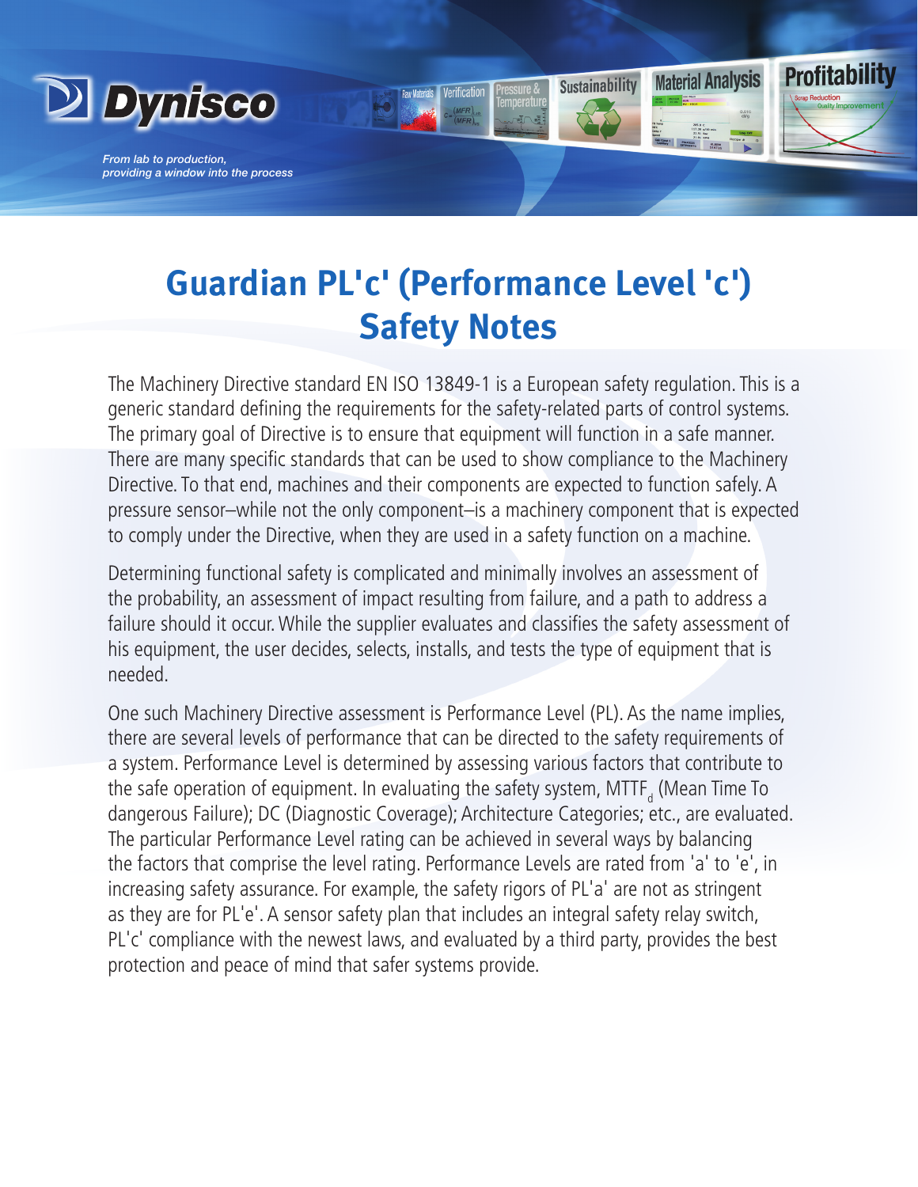Dynisco

*From lab to production, providing a window into the process*

# Guardian PL'c' (Performance Level 'c') Safety Notes

The Machinery Directive standard EN ISO 13849-1 is a European safety regulation. This is a generic standard defining the requirements for the safety-related parts of control systems. The primary goal of Directive is to ensure that equipment will function in a safe manner. There are many specific standards that can be used to show compliance to the Machinery Directive. To that end, machines and their components are expected to function safely. A pressure sensor–while not the only component–is a machinery component that is expected to comply under the Directive, when they are used in a safety function on a machine.

Determining functional safety is complicated and minimally involves an assessment of the probability, an assessment of impact resulting from failure, and a path to address a failure should it occur. While the supplier evaluates and classifies the safety assessment of his equipment, the user decides, selects, installs, and tests the type of equipment that is needed.

One such Machinery Directive assessment is Performance Level (PL). As the name implies, there are several levels of performance that can be directed to the safety requirements of a system. Performance Level is determined by assessing various factors that contribute to the safe operation of equipment. In evaluating the safety system, $MTTF_d$ (Mean Time To dangerous Failure); DC (Diagnostic Coverage); Architecture Categories; etc., are evaluated. The particular Performance Level rating can be achieved in several ways by balancing the factors that comprise the level rating. Performance Levels are rated from 'a' to 'e', in increasing safety assurance. For example, the safety rigors of PL'a' are not as stringent as they are for PL'e'. A sensor safety plan that includes an integral safety relay switch, PL'c' compliance with the newest laws, and evaluated by a third party, provides the best protection and peace of mind that safer systems provide.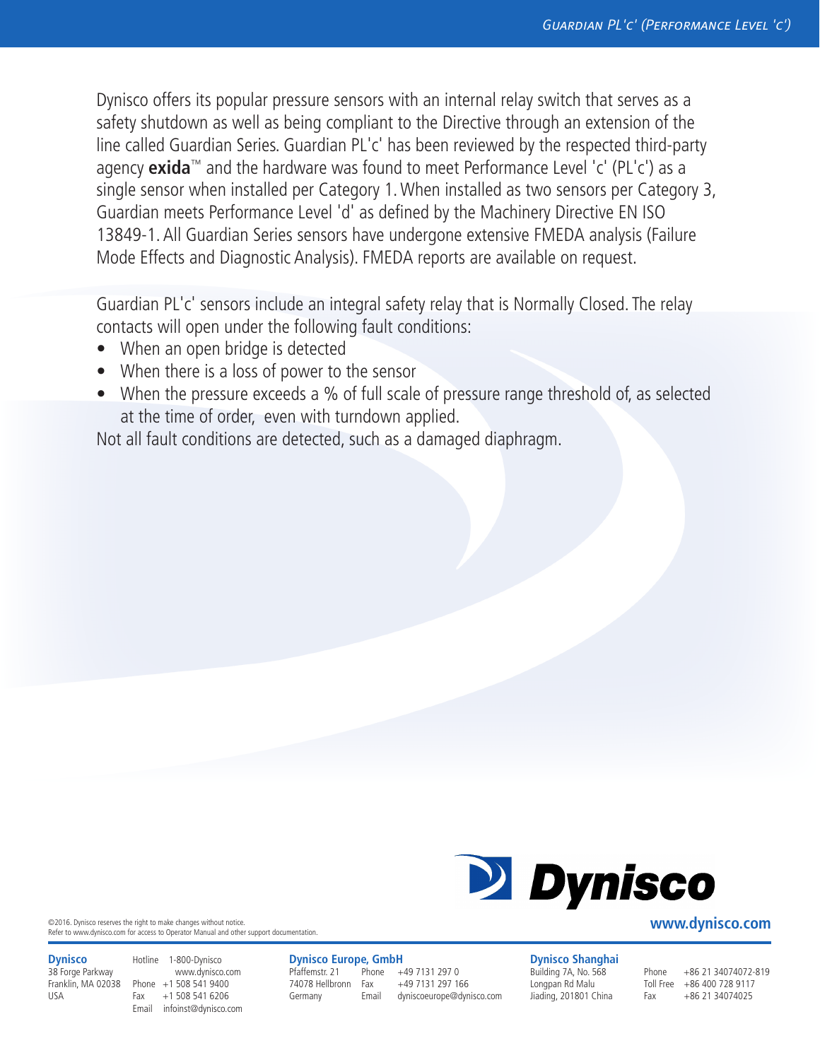Dynisco offers its popular pressure sensors with an internal relay switch that serves as a safety shutdown as well as being compliant to the Directive through an extension of the line called Guardian Series. Guardian PL'c' has been reviewed by the respected third-party agency **exida**™ and the hardware was found to meet Performance Level 'c' (PL'c') as a single sensor when installed per Category 1. When installed as two sensors per Category 3, Guardian meets Performance Level 'd' as defined by the Machinery Directive EN ISO 13849-1. All Guardian Series sensors have undergone extensive FMEDA analysis (Failure Mode Effects and Diagnostic Analysis). FMEDA reports are available on request.

Guardian PL'c' sensors include an integral safety relay that is Normally Closed. The relay contacts will open under the following fault conditions:

- When an open bridge is detected
- When there is a loss of power to the sensor
- When the pressure exceeds a % of full scale of pressure range threshold of, as selected at the time of order, even with turndown applied.

Not all fault conditions are detected, such as a damaged diaphragm.

©2016. Dynisco reserves the right to make changes without notice.
Refer to www.dynisco.com for access to Operator Manual and other support documentation.

www.dynisco.com

**Dynisco**
38 Forge Parkway
Franklin, MA 02038
USA
Hotline 1-800-Dynisco
www.dynisco.com
Phone +1 508 541 9400
Fax +1 508 541 6206
Email infoinst@dynisco.com

**Dynisco Europe, GmbH**
Pfaffemstr. 21
74078 Hellbronn
Germany
Phone +49 7131 297 0
Fax +49 7131 297 166
Email dyniscoeurope@dynisco.com

**Dynisco Shanghai**
Building 7A, No. 568
Longpan Rd Malu
Jiading, 201801 China
Phone +86 21 34074072-819
Toll Free +86 400 728 9117
Fax +86 21 34074025